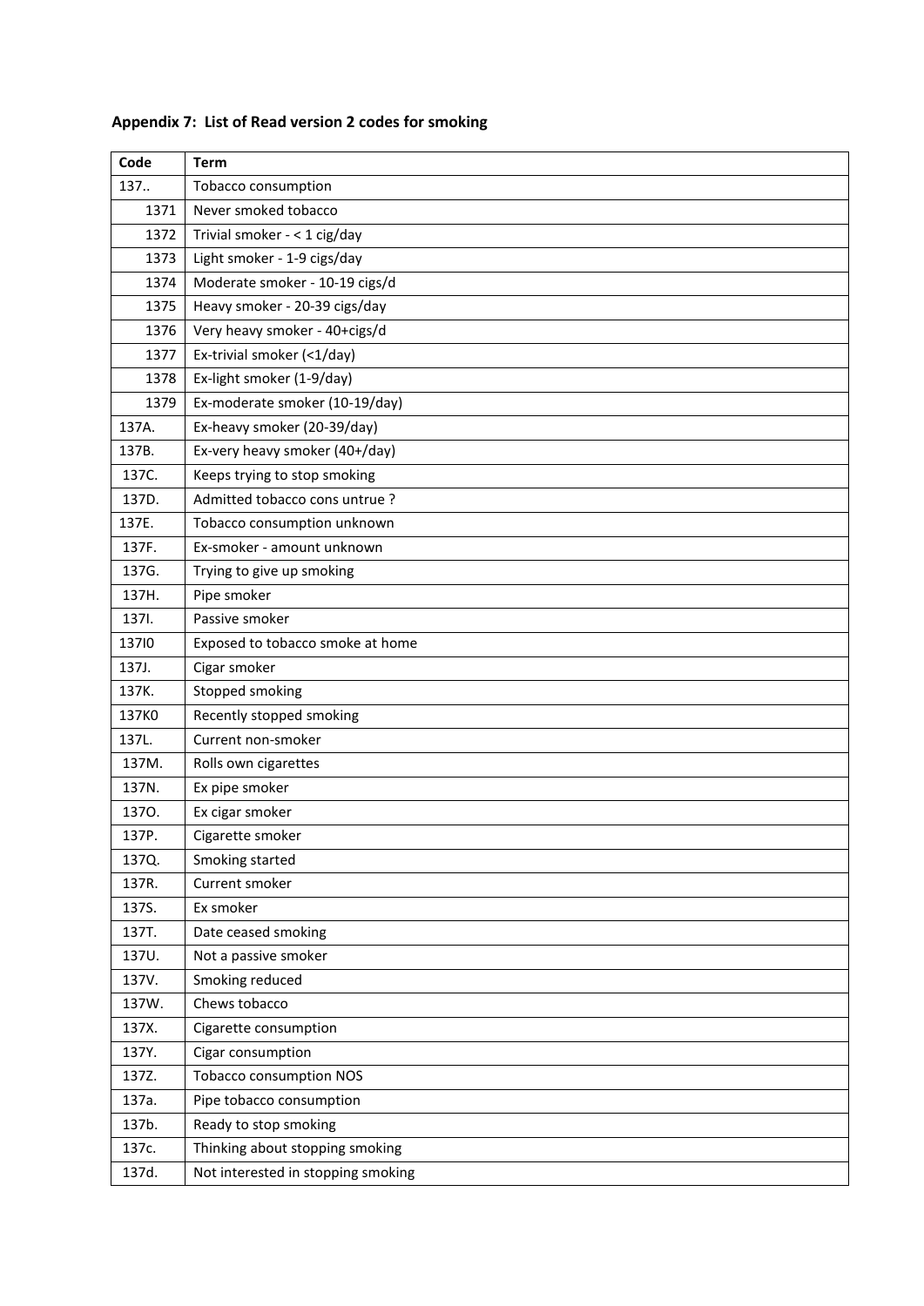**Appendix 7: List of Read version 2 codes for smoking**

| Code | Term |
|---|---|
| 137.. | Tobacco consumption |
| 1371 | Never smoked tobacco |
| 1372 | Trivial smoker - < 1 cig/day |
| 1373 | Light smoker - 1-9 cigs/day |
| 1374 | Moderate smoker - 10-19 cigs/d |
| 1375 | Heavy smoker - 20-39 cigs/day |
| 1376 | Very heavy smoker - 40+cigs/d |
| 1377 | Ex-trivial smoker (<1/day) |
| 1378 | Ex-light smoker (1-9/day) |
| 1379 | Ex-moderate smoker (10-19/day) |
| 137A. | Ex-heavy smoker (20-39/day) |
| 137B. | Ex-very heavy smoker (40+/day) |
| 137C. | Keeps trying to stop smoking |
| 137D. | Admitted tobacco cons untrue ? |
| 137E. | Tobacco consumption unknown |
| 137F. | Ex-smoker - amount unknown |
| 137G. | Trying to give up smoking |
| 137H. | Pipe smoker |
| 137I. | Passive smoker |
| 137I0 | Exposed to tobacco smoke at home |
| 137J. | Cigar smoker |
| 137K. | Stopped smoking |
| 137K0 | Recently stopped smoking |
| 137L. | Current non-smoker |
| 137M. | Rolls own cigarettes |
| 137N. | Ex pipe smoker |
| 137O. | Ex cigar smoker |
| 137P. | Cigarette smoker |
| 137Q. | Smoking started |
| 137R. | Current smoker |
| 137S. | Ex smoker |
| 137T. | Date ceased smoking |
| 137U. | Not a passive smoker |
| 137V. | Smoking reduced |
| 137W. | Chews tobacco |
| 137X. | Cigarette consumption |
| 137Y. | Cigar consumption |
| 137Z. | Tobacco consumption NOS |
| 137a. | Pipe tobacco consumption |
| 137b. | Ready to stop smoking |
| 137c. | Thinking about stopping smoking |
| 137d. | Not interested in stopping smoking |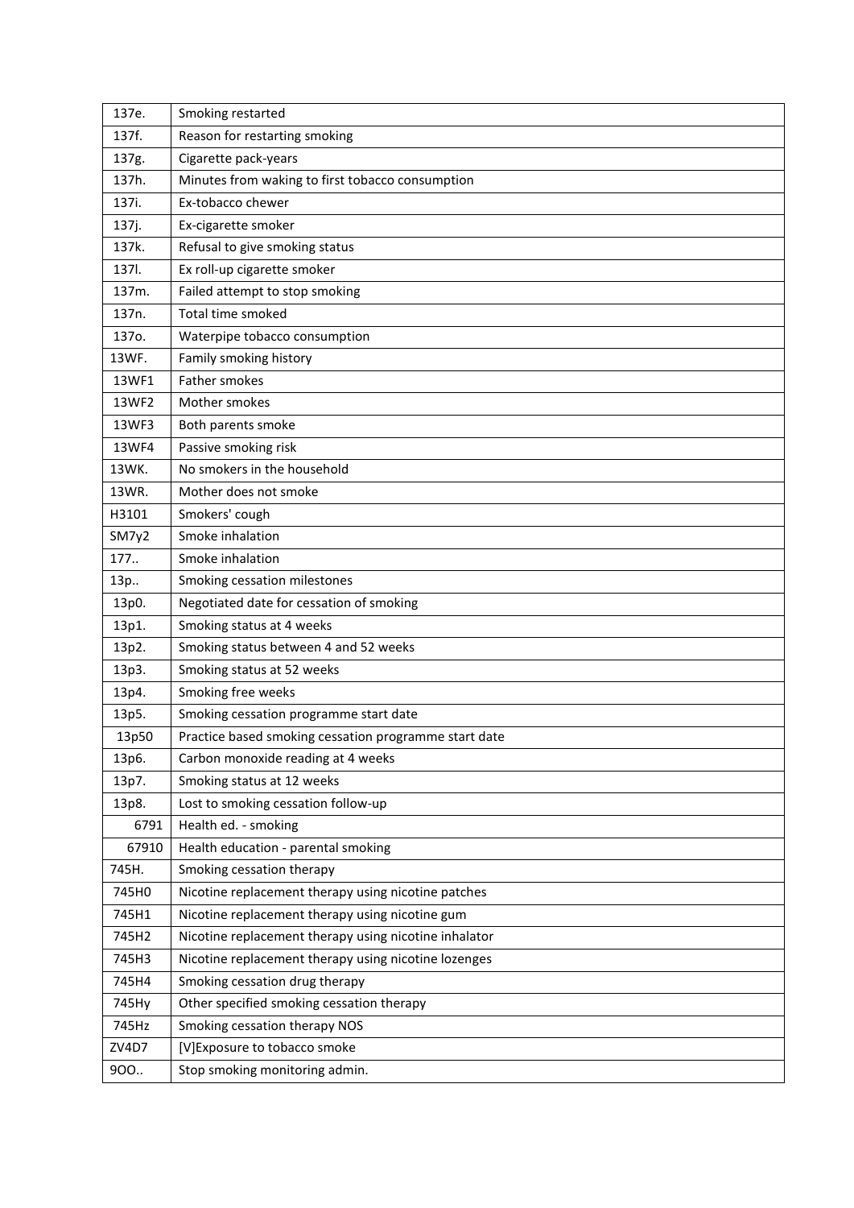| 137e. | Smoking restarted |
|---|---|
| 137f. | Reason for restarting smoking |
| 137g. | Cigarette pack-years |
| 137h. | Minutes from waking to first tobacco consumption |
| 137i. | Ex-tobacco chewer |
| 137j. | Ex-cigarette smoker |
| 137k. | Refusal to give smoking status |
| 137l. | Ex roll-up cigarette smoker |
| 137m. | Failed attempt to stop smoking |
| 137n. | Total time smoked |
| 137o. | Waterpipe tobacco consumption |
| 13WF. | Family smoking history |
| 13WF1 | Father smokes |
| 13WF2 | Mother smokes |
| 13WF3 | Both parents smoke |
| 13WF4 | Passive smoking risk |
| 13WK. | No smokers in the household |
| 13WR. | Mother does not smoke |
| H3101 | Smokers' cough |
| SM7y2 | Smoke inhalation |
| 177.. | Smoke inhalation |
| 13p.. | Smoking cessation milestones |
| 13p0. | Negotiated date for cessation of smoking |
| 13p1. | Smoking status at 4 weeks |
| 13p2. | Smoking status between 4 and 52 weeks |
| 13p3. | Smoking status at 52 weeks |
| 13p4. | Smoking free weeks |
| 13p5. | Smoking cessation programme start date |
| 13p50 | Practice based smoking cessation programme start date |
| 13p6. | Carbon monoxide reading at 4 weeks |
| 13p7. | Smoking status at 12 weeks |
| 13p8. | Lost to smoking cessation follow-up |
| 6791 | Health ed. - smoking |
| 67910 | Health education - parental smoking |
| 745H. | Smoking cessation therapy |
| 745H0 | Nicotine replacement therapy using nicotine patches |
| 745H1 | Nicotine replacement therapy using nicotine gum |
| 745H2 | Nicotine replacement therapy using nicotine inhalator |
| 745H3 | Nicotine replacement therapy using nicotine lozenges |
| 745H4 | Smoking cessation drug therapy |
| 745Hy | Other specified smoking cessation therapy |
| 745Hz | Smoking cessation therapy NOS |
| ZV4D7 | [V]Exposure to tobacco smoke |
| 9OO.. | Stop smoking monitoring admin. |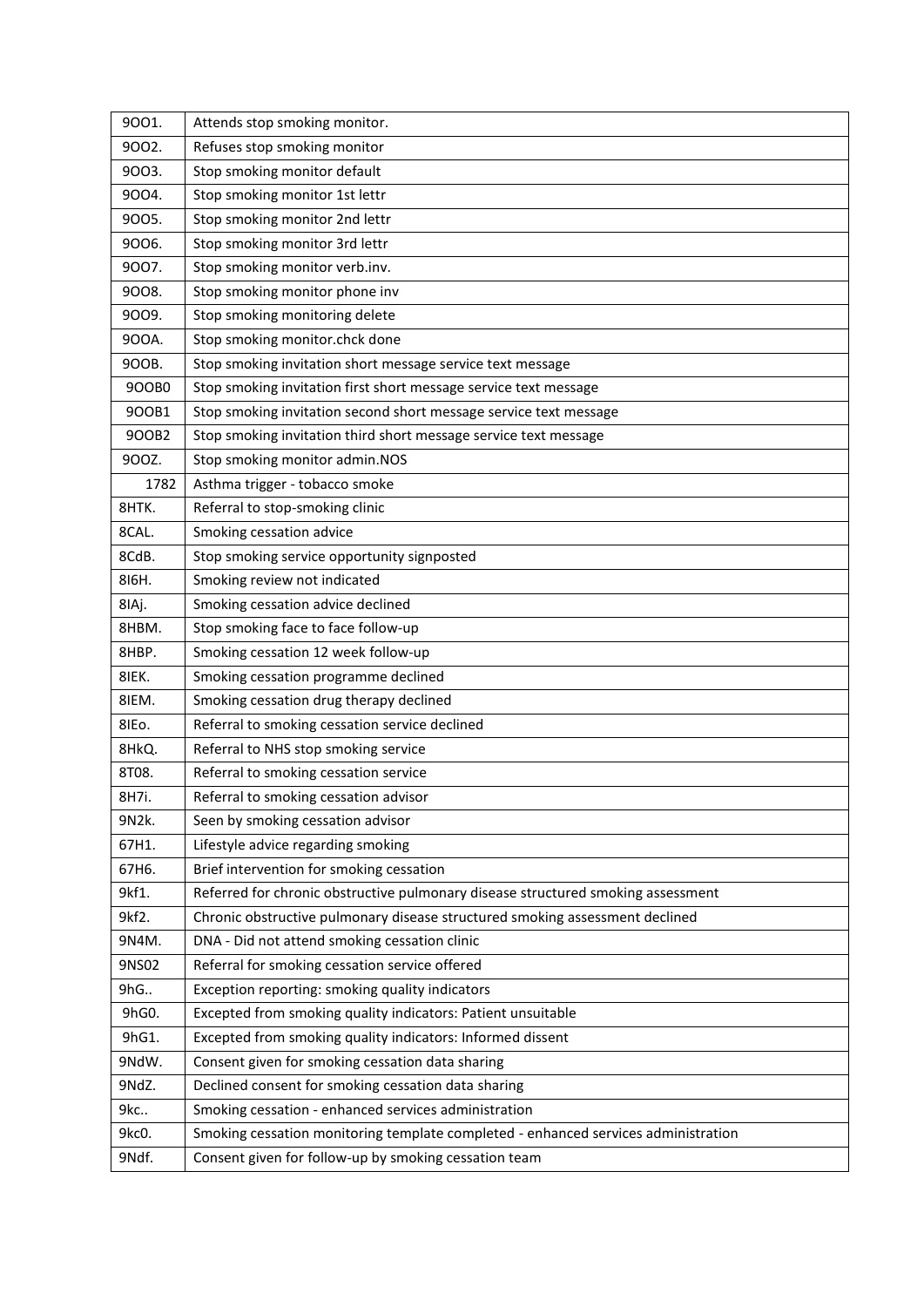| | |
|---|---|
| 9OO1. | Attends stop smoking monitor. |
| 9OO2. | Refuses stop smoking monitor |
| 9OO3. | Stop smoking monitor default |
| 9OO4. | Stop smoking monitor 1st lettr |
| 9OO5. | Stop smoking monitor 2nd lettr |
| 9OO6. | Stop smoking monitor 3rd lettr |
| 9OO7. | Stop smoking monitor verb.inv. |
| 9OO8. | Stop smoking monitor phone inv |
| 9OO9. | Stop smoking monitoring delete |
| 9OOA. | Stop smoking monitor.chck done |
| 9OOB. | Stop smoking invitation short message service text message |
| 9OOB0 | Stop smoking invitation first short message service text message |
| 9OOB1 | Stop smoking invitation second short message service text message |
| 9OOB2 | Stop smoking invitation third short message service text message |
| 9OOZ. | Stop smoking monitor admin.NOS |
| 1782 | Asthma trigger - tobacco smoke |
| 8HTK. | Referral to stop-smoking clinic |
| 8CAL. | Smoking cessation advice |
| 8CdB. | Stop smoking service opportunity signposted |
| 8I6H. | Smoking review not indicated |
| 8IAj. | Smoking cessation advice declined |
| 8HBM. | Stop smoking face to face follow-up |
| 8HBP. | Smoking cessation 12 week follow-up |
| 8IEK. | Smoking cessation programme declined |
| 8IEM. | Smoking cessation drug therapy declined |
| 8IEo. | Referral to smoking cessation service declined |
| 8HkQ. | Referral to NHS stop smoking service |
| 8T08. | Referral to smoking cessation service |
| 8H7i. | Referral to smoking cessation advisor |
| 9N2k. | Seen by smoking cessation advisor |
| 67H1. | Lifestyle advice regarding smoking |
| 67H6. | Brief intervention for smoking cessation |
| 9kf1. | Referred for chronic obstructive pulmonary disease structured smoking assessment |
| 9kf2. | Chronic obstructive pulmonary disease structured smoking assessment declined |
| 9N4M. | DNA - Did not attend smoking cessation clinic |
| 9NS02 | Referral for smoking cessation service offered |
| 9hG.. | Exception reporting: smoking quality indicators |
| 9hG0. | Excepted from smoking quality indicators: Patient unsuitable |
| 9hG1. | Excepted from smoking quality indicators: Informed dissent |
| 9NdW. | Consent given for smoking cessation data sharing |
| 9NdZ. | Declined consent for smoking cessation data sharing |
| 9kc.. | Smoking cessation - enhanced services administration |
| 9kc0. | Smoking cessation monitoring template completed - enhanced services administration |
| 9Ndf. | Consent given for follow-up by smoking cessation team |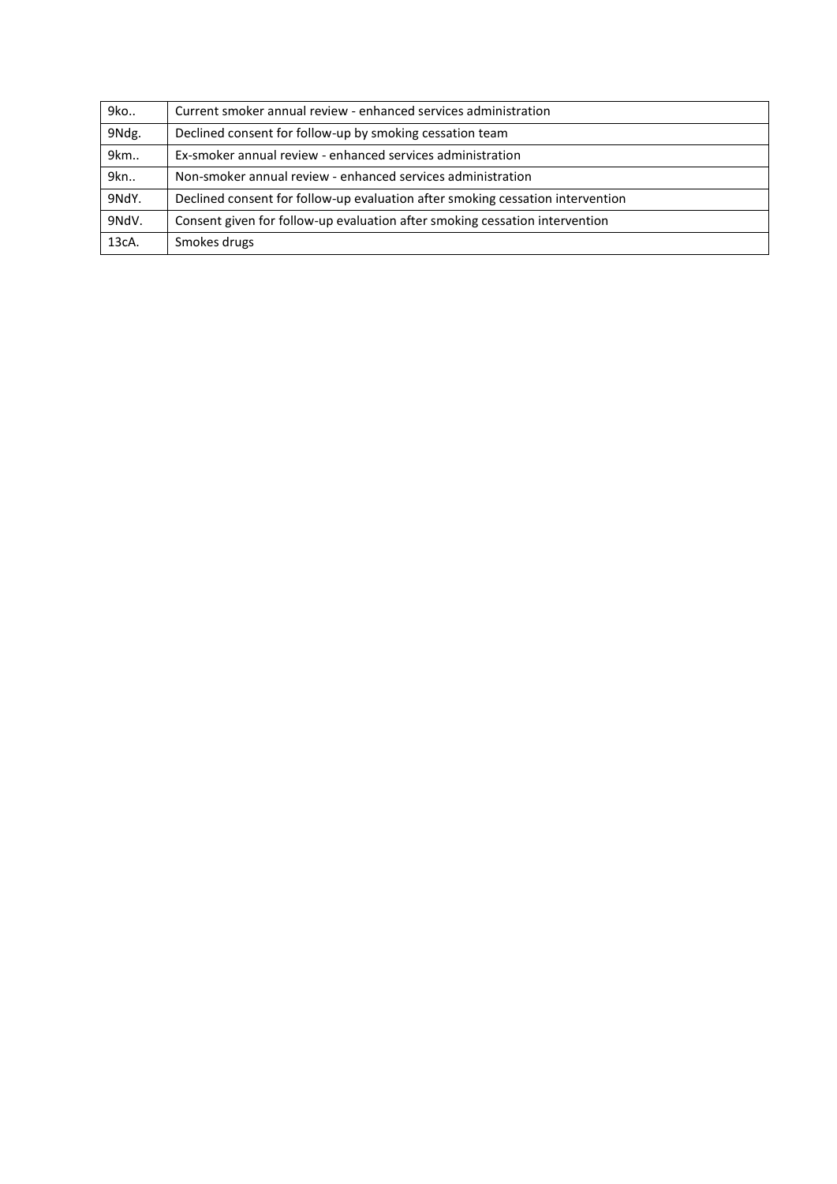| | |
|---|---|
| 9ko.. | Current smoker annual review - enhanced services administration |
| 9Ndg. | Declined consent for follow-up by smoking cessation team |
| 9km.. | Ex-smoker annual review - enhanced services administration |
| 9kn.. | Non-smoker annual review - enhanced services administration |
| 9NdY. | Declined consent for follow-up evaluation after smoking cessation intervention |
| 9NdV. | Consent given for follow-up evaluation after smoking cessation intervention |
| 13cA. | Smokes drugs |